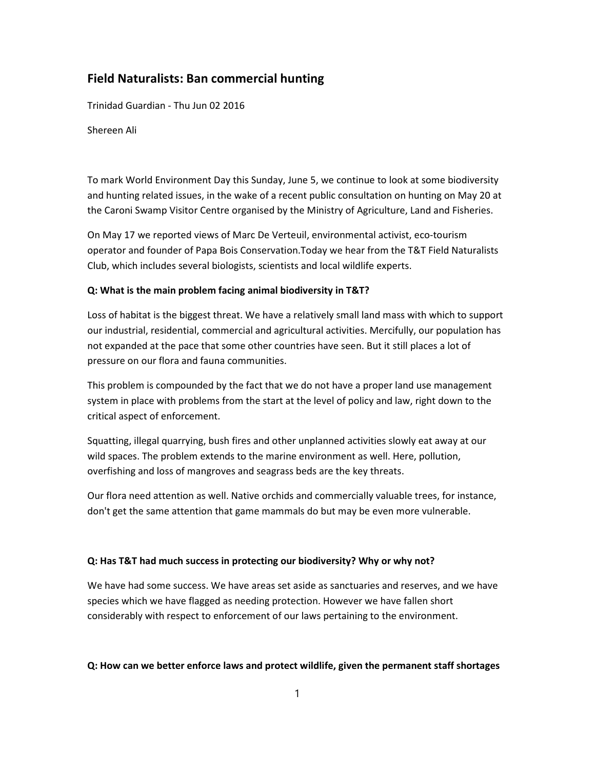# Field Naturalists: Ban commercial hunting

Trinidad Guardian - Thu Jun 02 2016

Shereen Ali

To mark World Environment Day this Sunday, June 5, we continue to look at some biodiversity and hunting related issues, in the wake of a recent public consultation on hunting on May 20 at the Caroni Swamp Visitor Centre organised by the Ministry of Agriculture, Land and Fisheries.

On May 17 we reported views of Marc De Verteuil, environmental activist, eco-tourism operator and founder of Papa Bois Conservation.Today we hear from the T&T Field Naturalists Club, which includes several biologists, scientists and local wildlife experts.

**Q: What is the main problem facing animal biodiversity in T&T?**

Loss of habitat is the biggest threat. We have a relatively small land mass with which to support our industrial, residential, commercial and agricultural activities. Mercifully, our population has not expanded at the pace that some other countries have seen. But it still places a lot of pressure on our flora and fauna communities.

This problem is compounded by the fact that we do not have a proper land use management system in place with problems from the start at the level of policy and law, right down to the critical aspect of enforcement.

Squatting, illegal quarrying, bush fires and other unplanned activities slowly eat away at our wild spaces. The problem extends to the marine environment as well. Here, pollution, overfishing and loss of mangroves and seagrass beds are the key threats.

Our flora need attention as well. Native orchids and commercially valuable trees, for instance, don't get the same attention that game mammals do but may be even more vulnerable.

**Q: Has T&T had much success in protecting our biodiversity? Why or why not?**

We have had some success. We have areas set aside as sanctuaries and reserves, and we have species which we have flagged as needing protection. However we have fallen short considerably with respect to enforcement of our laws pertaining to the environment.

**Q: How can we better enforce laws and protect wildlife, given the permanent staff shortages**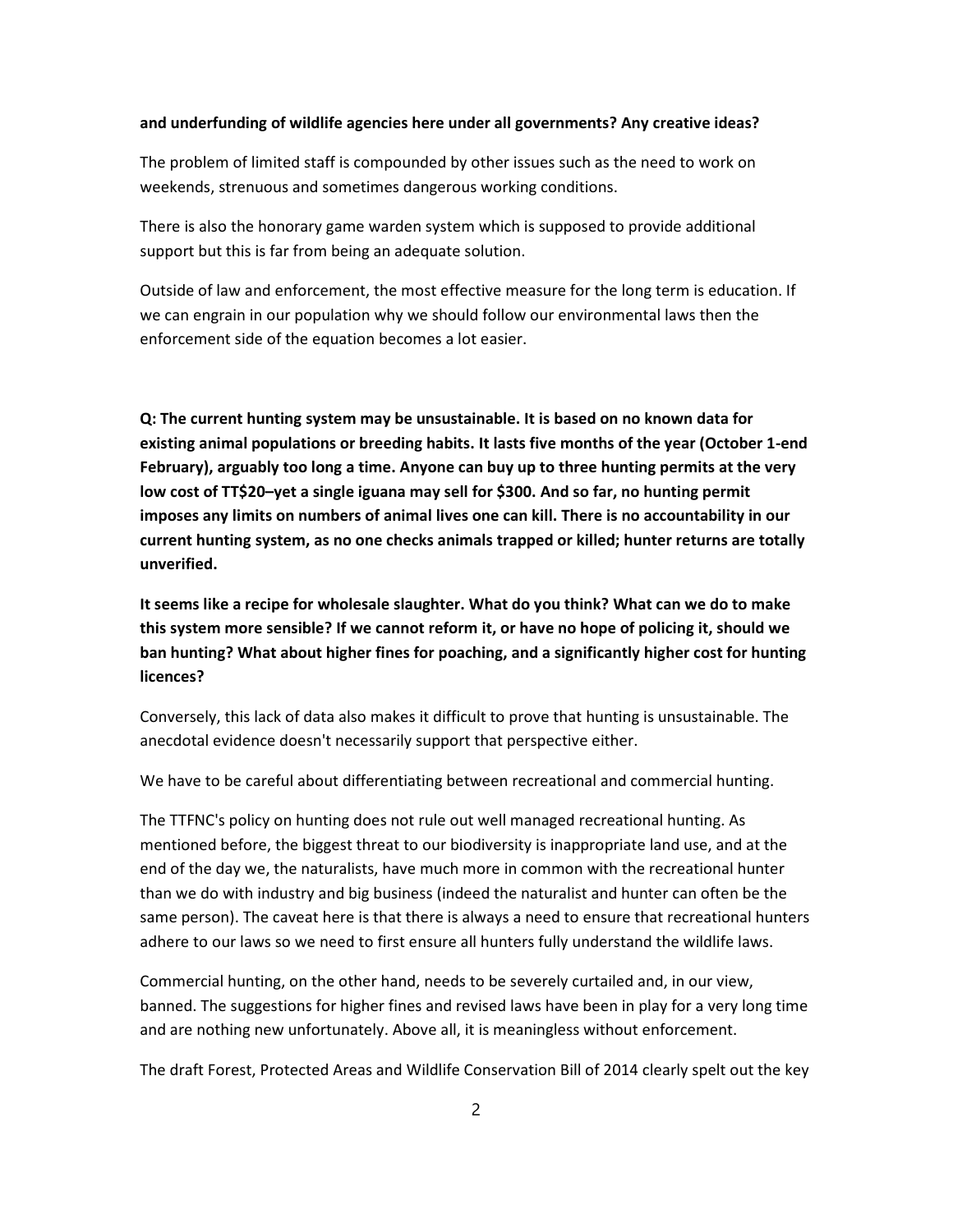**and underfunding of wildlife agencies here under all governments? Any creative ideas?**

The problem of limited staff is compounded by other issues such as the need to work on weekends, strenuous and sometimes dangerous working conditions.

There is also the honorary game warden system which is supposed to provide additional support but this is far from being an adequate solution.

Outside of law and enforcement, the most effective measure for the long term is education. If we can engrain in our population why we should follow our environmental laws then the enforcement side of the equation becomes a lot easier.

**Q: The current hunting system may be unsustainable. It is based on no known data for existing animal populations or breeding habits. It lasts five months of the year (October 1-end February), arguably too long a time. Anyone can buy up to three hunting permits at the very low cost of TT$20–yet a single iguana may sell for $300. And so far, no hunting permit imposes any limits on numbers of animal lives one can kill. There is no accountability in our current hunting system, as no one checks animals trapped or killed; hunter returns are totally unverified.**

**It seems like a recipe for wholesale slaughter. What do you think? What can we do to make this system more sensible? If we cannot reform it, or have no hope of policing it, should we ban hunting? What about higher fines for poaching, and a significantly higher cost for hunting licences?**

Conversely, this lack of data also makes it difficult to prove that hunting is unsustainable. The anecdotal evidence doesn't necessarily support that perspective either.

We have to be careful about differentiating between recreational and commercial hunting.

The TTFNC's policy on hunting does not rule out well managed recreational hunting. As mentioned before, the biggest threat to our biodiversity is inappropriate land use, and at the end of the day we, the naturalists, have much more in common with the recreational hunter than we do with industry and big business (indeed the naturalist and hunter can often be the same person). The caveat here is that there is always a need to ensure that recreational hunters adhere to our laws so we need to first ensure all hunters fully understand the wildlife laws.

Commercial hunting, on the other hand, needs to be severely curtailed and, in our view, banned. The suggestions for higher fines and revised laws have been in play for a very long time and are nothing new unfortunately. Above all, it is meaningless without enforcement.

The draft Forest, Protected Areas and Wildlife Conservation Bill of 2014 clearly spelt out the key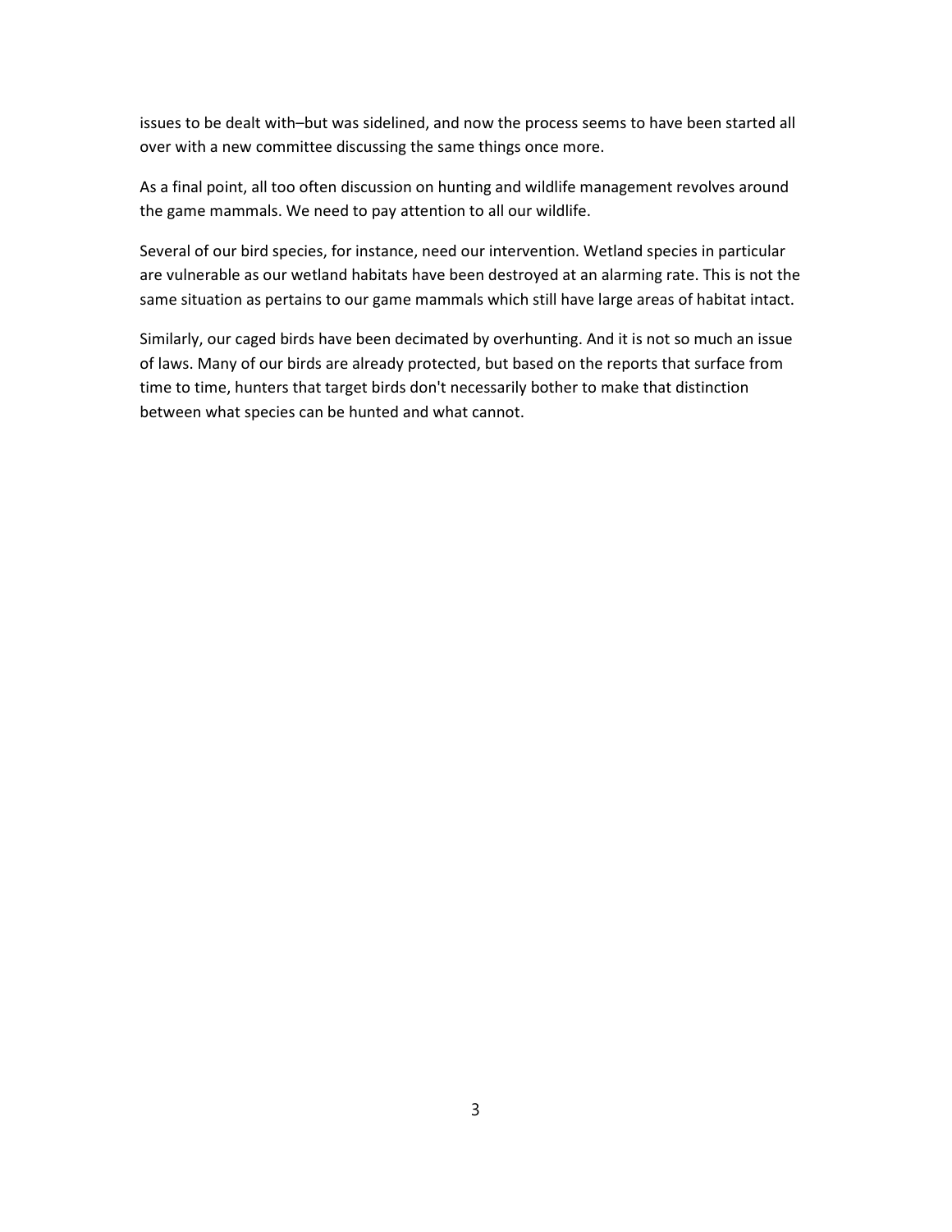issues to be dealt with–but was sidelined, and now the process seems to have been started all over with a new committee discussing the same things once more.

As a final point, all too often discussion on hunting and wildlife management revolves around the game mammals. We need to pay attention to all our wildlife.

Several of our bird species, for instance, need our intervention. Wetland species in particular are vulnerable as our wetland habitats have been destroyed at an alarming rate. This is not the same situation as pertains to our game mammals which still have large areas of habitat intact.

Similarly, our caged birds have been decimated by overhunting. And it is not so much an issue of laws. Many of our birds are already protected, but based on the reports that surface from time to time, hunters that target birds don't necessarily bother to make that distinction between what species can be hunted and what cannot.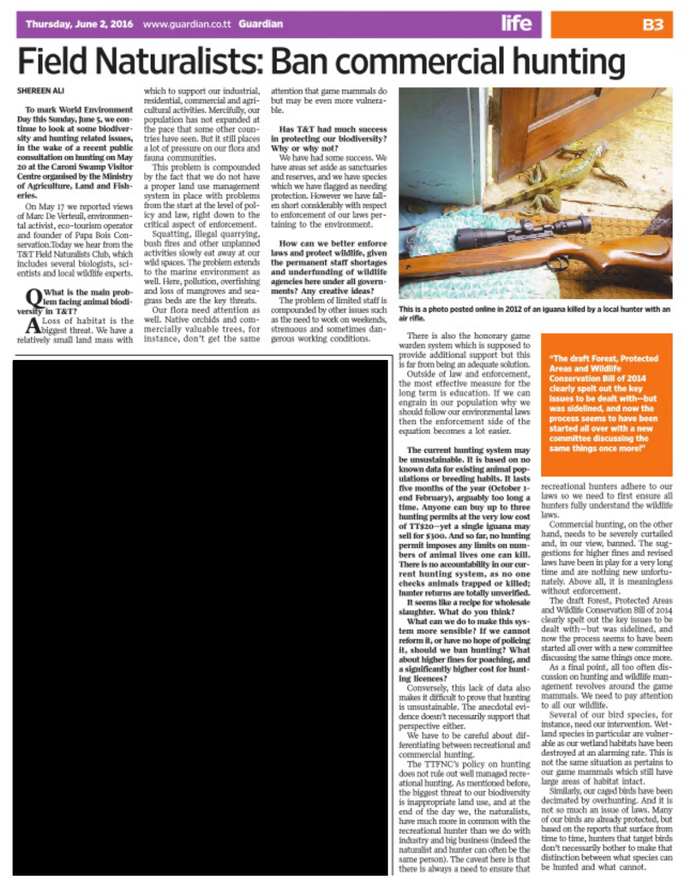# Field Naturalists: Ban commercial hunting

SHEREEN ALI

**To mark World Environment Day this Sunday, June 5, we continue to look at some biodiversity and hunting related issues, in the wake of a recent public consultation on hunting on May 20 at the Caroni Swamp Visitor Centre organised by the Ministry of Agriculture, Land and Fisheries.**

On May 17 we reported views of Marc De Verteuil, environmental activist, eco-tourism operator and founder of Papa Bois Conservation.Today we hear from the T&T Field Naturalists Club, which includes several biologists, scientists and local wildlife experts.

**Q What is the main problem facing animal biodiversity in T&T?**

A Loss of habitat is the biggest threat. We have a relatively small land mass with which to support our industrial, residential, commercial and agricultural activities. Mercifully, our population has not expanded at the pace that some other countries have seen. But it still places a lot of pressure on our flora and fauna communities.

This problem is compounded by the fact that we do not have a proper land use management system in place with problems from the start at the level of policy and law, right down to the critical aspect of enforcement.

Squatting, illegal quarrying, bush fires and other unplanned activities slowly eat away at our wild spaces. The problem extends to the marine environment as well. Here, pollution, overfishing and loss of mangroves and seagrass beds are the key threats.

Our flora need attention as well. Native orchids and commercially valuable trees, for instance, don't get the same attention that game mammals do but may be even more vulnerable.

**Has T&T had much success in protecting our biodiversity? Why or why not?**

We have had some success. We have areas set aside as sanctuaries and reserves, and we have species which we have flagged as needing protection. However we have fallen short considerably with respect to enforcement of our laws pertaining to the environment.

**How can we better enforce laws and protect wildlife, given the permanent staff shortages and underfunding of wildlife agencies here under all governments? Any creative ideas?**

The problem of limited staff is compounded by other issues such as the need to work on weekends, strenuous and sometimes dangerous working conditions.

This is a photo posted online in 2012 of an iguana killed by a local hunter with an air rifle.

There is also the honorary game warden system which is supposed to provide additional support but this is far from being an adequate solution.

Outside of law and enforcement, the most effective measure for the long term is education. If we can engrain in our population why we should follow our environmental laws then the enforcement side of the equation becomes a lot easier.

**The current hunting system may be unsustainable. It is based on no known data for existing animal populations or breeding habits. It lasts five months of the year (October 1-end February), arguably too long a time. Anyone can buy up to three hunting permits at the very low cost of TT$20—yet a single iguana may sell for $300. And so far, no hunting permit imposes any limits on numbers of animal lives one can kill. There is no accountability in our current hunting system, as no one checks animals trapped or killed; hunter returns are totally unverified.**

**It seems like a recipe for wholesale slaughter. What do you think?**

**What can we do to make this system more sensible? If we cannot reform it, or have no hope of policing it, should we ban hunting? What about higher fines for poaching, and a significantly higher cost for hunting licences?**

Conversely, this lack of data also makes it difficult to prove that hunting is unsustainable. The anecdotal evidence doesn't necessarily support that perspective either.

We have to be careful about differentiating between recreational and commercial hunting.

The TTFNC's policy on hunting does not rule out well managed recreational hunting. As mentioned before, the biggest threat to our biodiversity is inappropriate land use, and at the end of the day we, the naturalists, have much more in common with the recreational hunter than we do with industry and big business (indeed the naturalist and hunter can often be the same person). The caveat here is that there is always a need to ensure that recreational hunters adhere to our laws so we need to first ensure all hunters fully understand the wildlife laws.

> **"The draft Forest, Protected Areas and Wildlife Conservation Bill of 2014 clearly spelt out the key issues to be dealt with—but was sidelined, and now the process seems to have been started all over with a new committee discussing the same things once more!"**

Commercial hunting, on the other hand, needs to be severely curtailed and, in our view, banned. The suggestions for higher fines and revised laws have been in play for a very long time and are nothing new unfortunately. Above all, it is meaningless without enforcement.

The draft Forest, Protected Areas and Wildlife Conservation Bill of 2014 clearly spelt out the key issues to be dealt with—but was sidelined, and now the process seems to have been started all over with a new committee discussing the same things once more.

As a final point, all too often discussion on hunting and wildlife management revolves around the game mammals. We need to pay attention to all our wildlife.

Several of our bird species, for instance, need our intervention. Wetland species in particular are vulnerable as our wetland habitats have been destroyed at an alarming rate. This is not the same situation as pertains to our game mammals which still have large areas of habitat intact.

Similarly, our caged birds have been decimated by overhunting. And it is not so much an issue of laws. Many of our birds are already protected, but based on the reports that surface from time to time, hunters that target birds don't necessarily bother to make that distinction between what species can be hunted and what cannot.